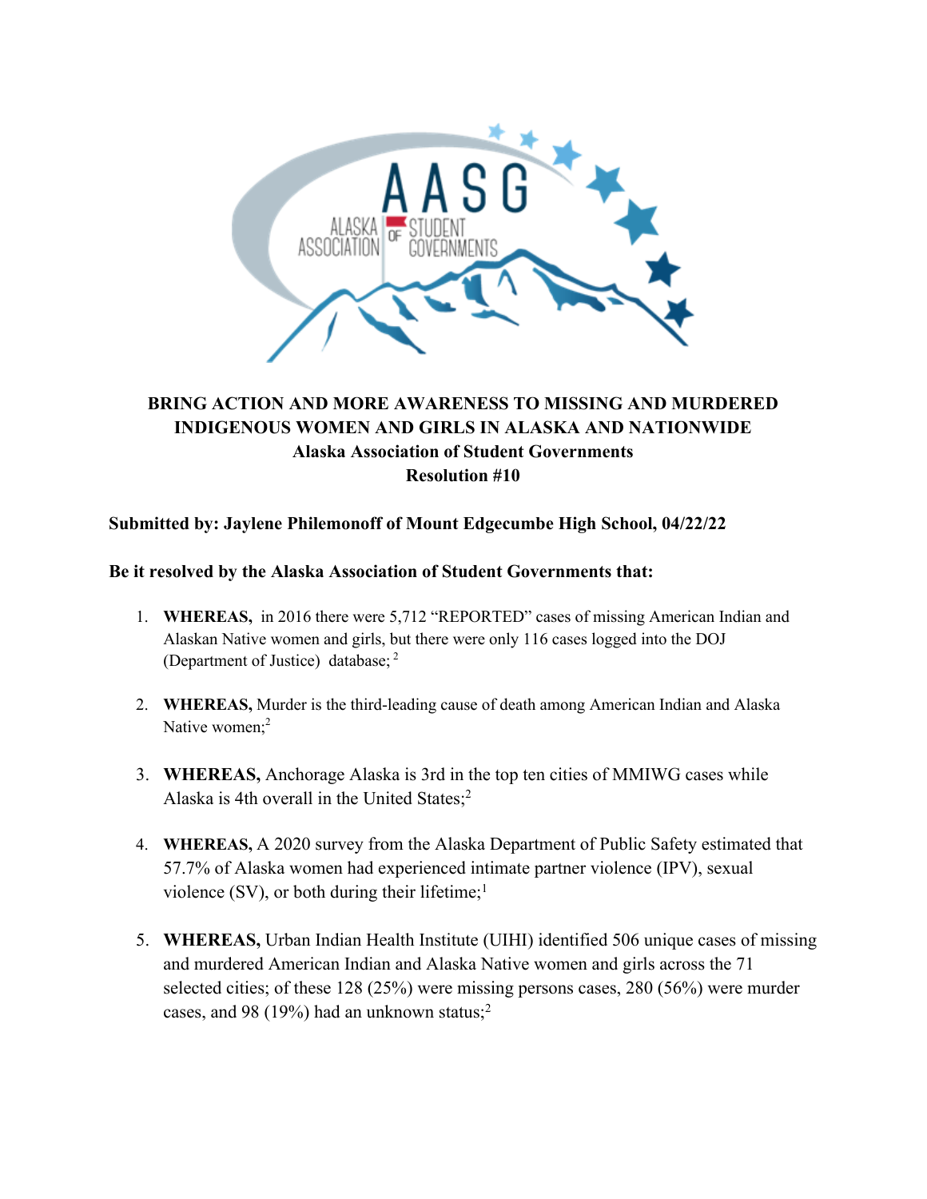# BRING ACTION AND MORE AWARENESS TO MISSING AND MURDERED INDIGENOUS WOMEN AND GIRLS IN ALASKA AND NATIONWIDE

**Alaska Association of Student Governments**

**Resolution #10**

**Submitted by: Jaylene Philemonoff of Mount Edgecumbe High School, 04/22/22**

**Be it resolved by the Alaska Association of Student Governments that:**

1. **WHEREAS,** in 2016 there were 5,712 "REPORTED" cases of missing American Indian and Alaskan Native women and girls, but there were only 116 cases logged into the DOJ (Department of Justice) database; [2]
2. **WHEREAS,** Murder is the third-leading cause of death among American Indian and Alaska Native women;[2]
3. **WHEREAS,** Anchorage Alaska is 3rd in the top ten cities of MMIWG cases while Alaska is 4th overall in the United States;[2]
4. **WHEREAS,** A 2020 survey from the Alaska Department of Public Safety estimated that 57.7% of Alaska women had experienced intimate partner violence (IPV), sexual violence (SV), or both during their lifetime;[1]
5. **WHEREAS,** Urban Indian Health Institute (UIHI) identified 506 unique cases of missing and murdered American Indian and Alaska Native women and girls across the 71 selected cities; of these 128 (25%) were missing persons cases, 280 (56%) were murder cases, and 98 (19%) had an unknown status;[2]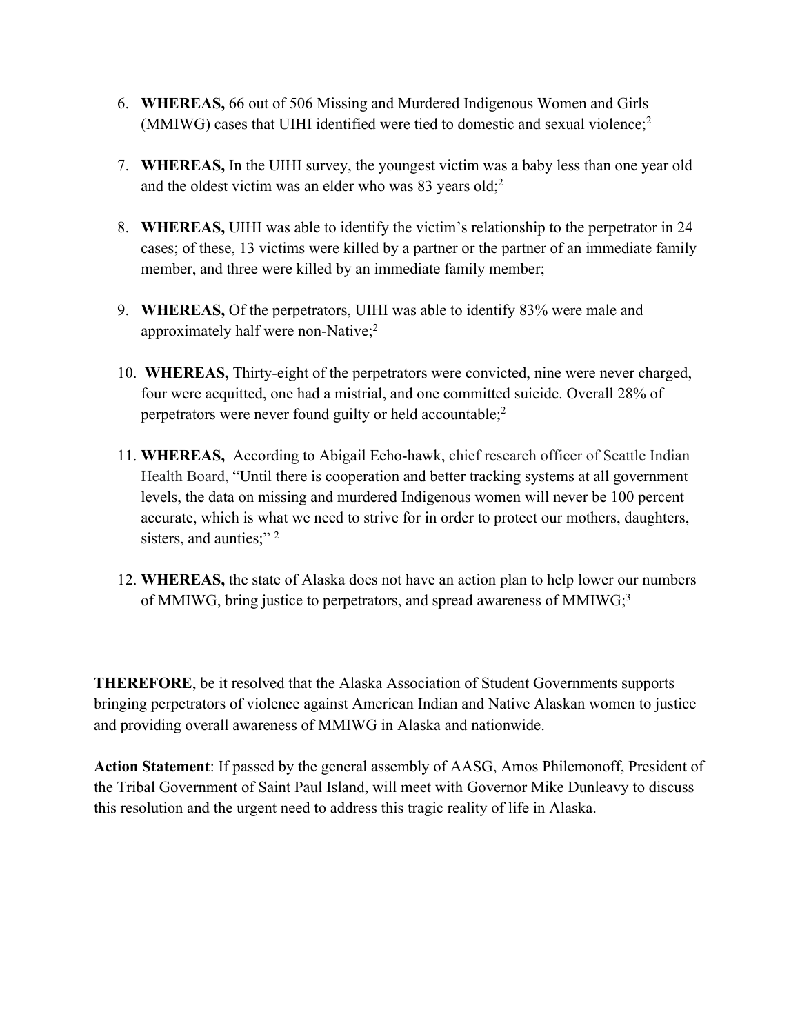6. **WHEREAS,** 66 out of 506 Missing and Murdered Indigenous Women and Girls (MMIWG) cases that UIHI identified were tied to domestic and sexual violence;[2]

7. **WHEREAS,** In the UIHI survey, the youngest victim was a baby less than one year old and the oldest victim was an elder who was 83 years old;[2]

8. **WHEREAS,** UIHI was able to identify the victim's relationship to the perpetrator in 24 cases; of these, 13 victims were killed by a partner or the partner of an immediate family member, and three were killed by an immediate family member;

9. **WHEREAS,** Of the perpetrators, UIHI was able to identify 83% were male and approximately half were non-Native;[2]

10. **WHEREAS,** Thirty-eight of the perpetrators were convicted, nine were never charged, four were acquitted, one had a mistrial, and one committed suicide. Overall 28% of perpetrators were never found guilty or held accountable;[2]

11. **WHEREAS,** According to Abigail Echo-hawk, chief research officer of Seattle Indian Health Board, "Until there is cooperation and better tracking systems at all government levels, the data on missing and murdered Indigenous women will never be 100 percent accurate, which is what we need to strive for in order to protect our mothers, daughters, sisters, and aunties;" [2]

12. **WHEREAS,** the state of Alaska does not have an action plan to help lower our numbers of MMIWG, bring justice to perpetrators, and spread awareness of MMIWG;[3]

**THEREFORE**, be it resolved that the Alaska Association of Student Governments supports bringing perpetrators of violence against American Indian and Native Alaskan women to justice and providing overall awareness of MMIWG in Alaska and nationwide.

**Action Statement**: If passed by the general assembly of AASG, Amos Philemonoff, President of the Tribal Government of Saint Paul Island, will meet with Governor Mike Dunleavy to discuss this resolution and the urgent need to address this tragic reality of life in Alaska.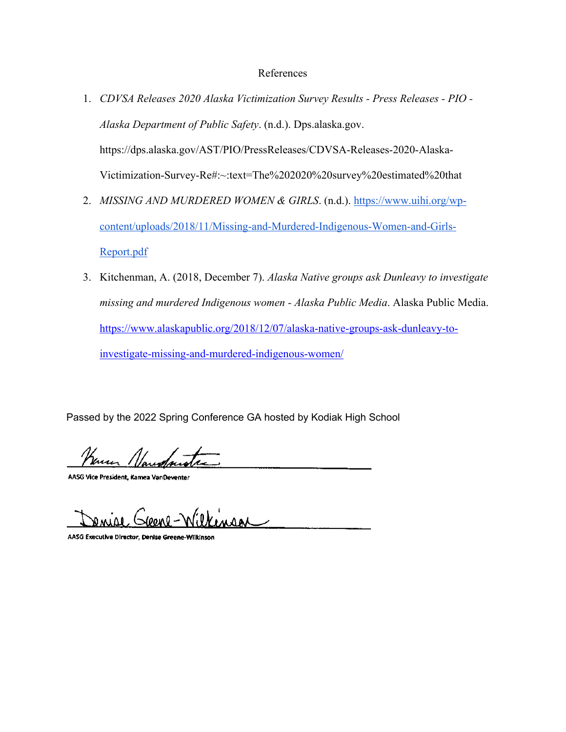References

1. *CDVSA Releases 2020 Alaska Victimization Survey Results - Press Releases - PIO - Alaska Department of Public Safety*. (n.d.). Dps.alaska.gov. https://dps.alaska.gov/AST/PIO/PressReleases/CDVSA-Releases-2020-Alaska-Victimization-Survey-Re#:~:text=The%202020%20survey%20estimated%20that
2. *MISSING AND MURDERED WOMEN & GIRLS*. (n.d.). https://www.uihi.org/wp-content/uploads/2018/11/Missing-and-Murdered-Indigenous-Women-and-Girls-Report.pdf
3. Kitchenman, A. (2018, December 7). *Alaska Native groups ask Dunleavy to investigate missing and murdered Indigenous women - Alaska Public Media*. Alaska Public Media. https://www.alaskapublic.org/2018/12/07/alaska-native-groups-ask-dunleavy-to-investigate-missing-and-murdered-indigenous-women/

Passed by the 2022 Spring Conference GA hosted by Kodiak High School

Kamea VanDeventer

AASG Vice President, Kamea VanDeventer

Denise Greene-Wilkinson

AASG Executive Director, Denise Greene-Wilkinson